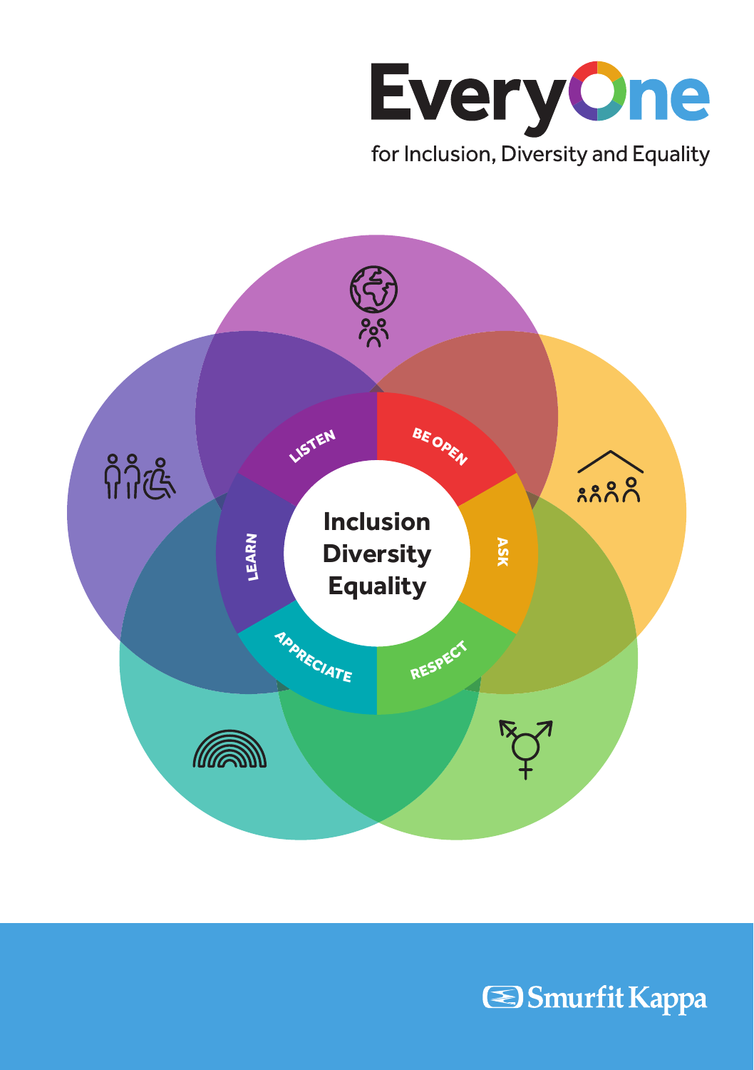# EveryOne

for Inclusion, Diversity and Equality

LISTEN

BE OPEN

ASK

RESPECT

APPRECIATE

LEARN

**Inclusion Diversity Equality**

Smurfit Kappa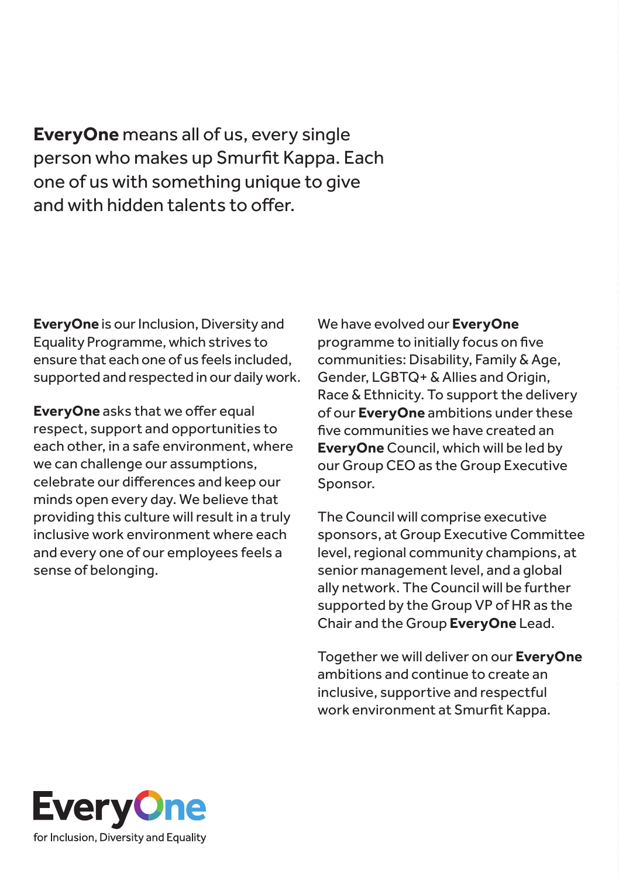**EveryOne** means all of us, every single person who makes up Smurfit Kappa. Each one of us with something unique to give and with hidden talents to offer.

**EveryOne** is our Inclusion, Diversity and Equality Programme, which strives to ensure that each one of us feels included, supported and respected in our daily work.

**EveryOne** asks that we offer equal respect, support and opportunities to each other, in a safe environment, where we can challenge our assumptions, celebrate our differences and keep our minds open every day. We believe that providing this culture will result in a truly inclusive work environment where each and every one of our employees feels a sense of belonging.

We have evolved our **EveryOne** programme to initially focus on five communities: Disability, Family & Age, Gender, LGBTQ+ & Allies and Origin, Race & Ethnicity. To support the delivery of our **EveryOne** ambitions under these five communities we have created an **EveryOne** Council, which will be led by our Group CEO as the Group Executive Sponsor.

The Council will comprise executive sponsors, at Group Executive Committee level, regional community champions, at senior management level, and a global ally network. The Council will be further supported by the Group VP of HR as the Chair and the Group **EveryOne** Lead.

Together we will deliver on our **EveryOne** ambitions and continue to create an inclusive, supportive and respectful work environment at Smurfit Kappa.

**EveryOne**
for Inclusion, Diversity and Equality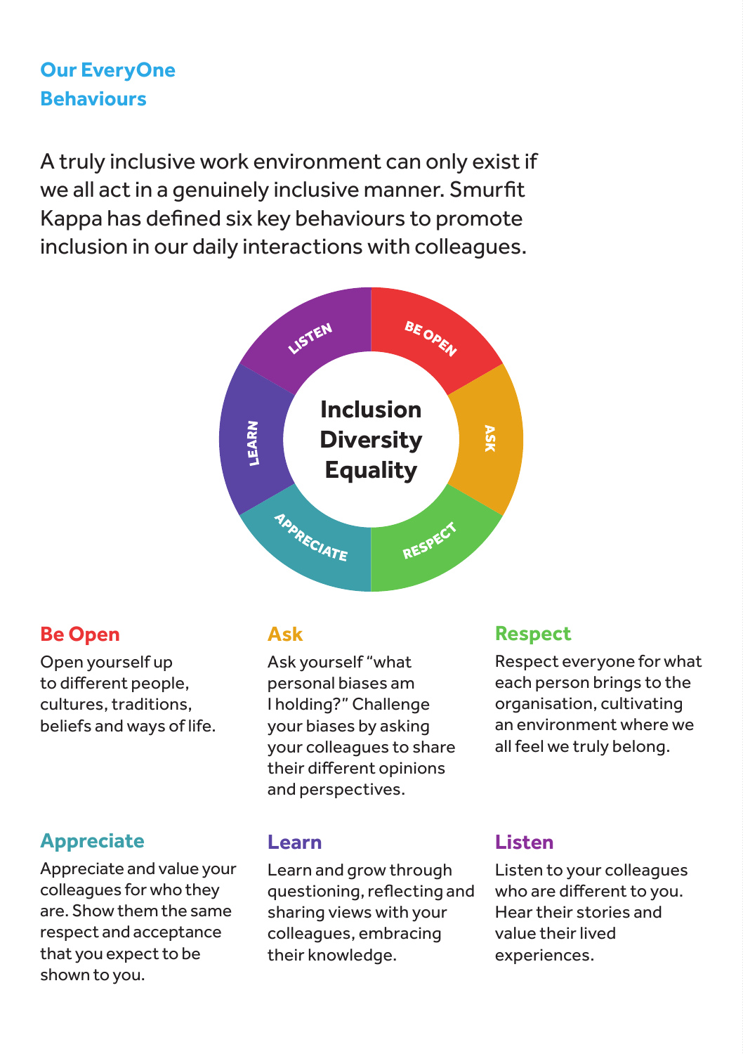## Our EveryOne Behaviours

A truly inclusive work environment can only exist if we all act in a genuinely inclusive manner. Smurfit Kappa has defined six key behaviours to promote inclusion in our daily interactions with colleagues.

LISTEN BE OPEN ASK RESPECT APPRECIATE LEARN

**Inclusion Diversity Equality**

### Be Open

Open yourself up to different people, cultures, traditions, beliefs and ways of life.

### Ask

Ask yourself "what personal biases am I holding?" Challenge your biases by asking your colleagues to share their different opinions and perspectives.

### Respect

Respect everyone for what each person brings to the organisation, cultivating an environment where we all feel we truly belong.

### Appreciate

Appreciate and value your colleagues for who they are. Show them the same respect and acceptance that you expect to be shown to you.

### Learn

Learn and grow through questioning, reflecting and sharing views with your colleagues, embracing their knowledge.

### Listen

Listen to your colleagues who are different to you. Hear their stories and value their lived experiences.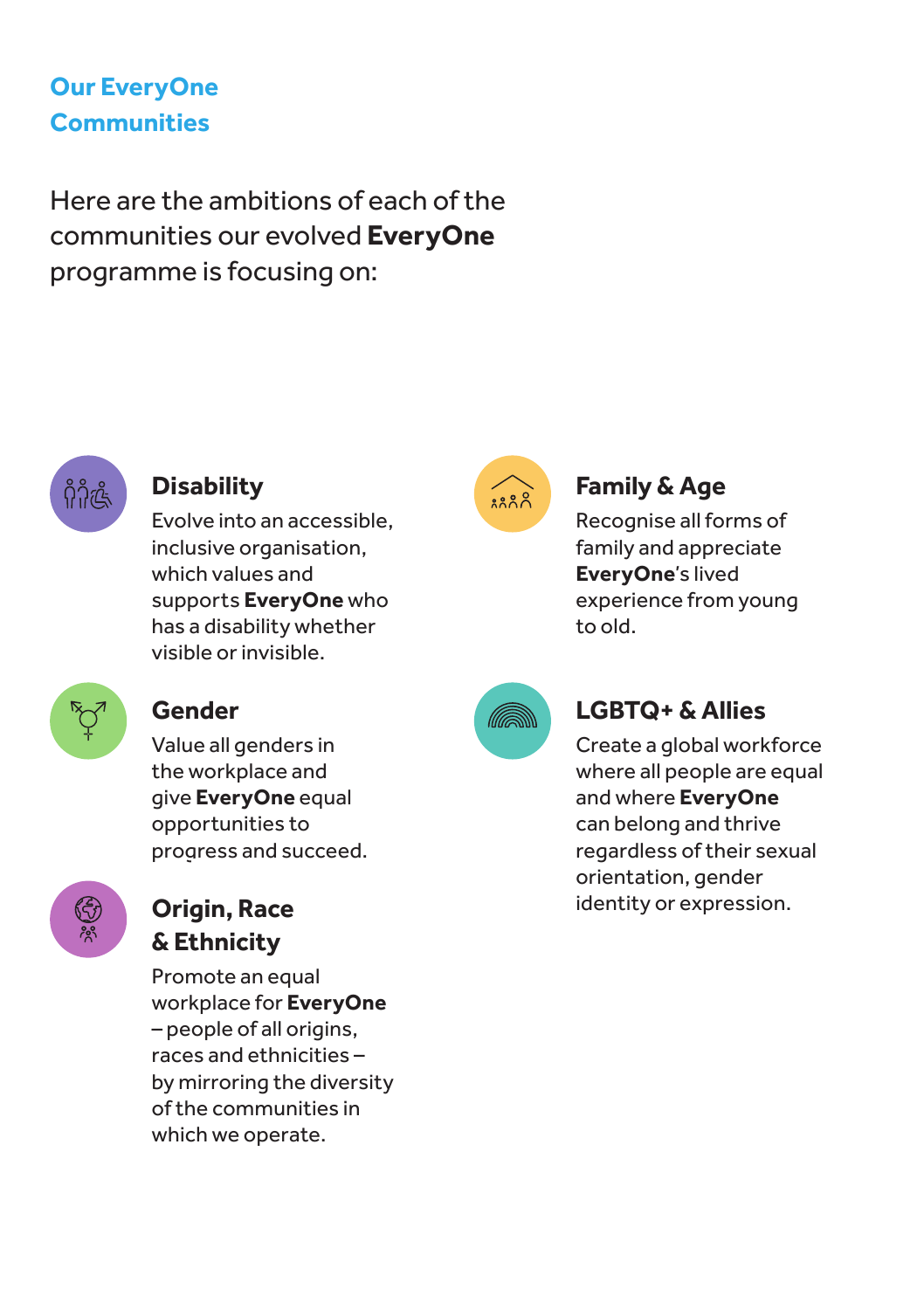## Our EveryOne Communities

Here are the ambitions of each of the communities our evolved **EveryOne** programme is focusing on:

### Disability

Evolve into an accessible, inclusive organisation, which values and supports **EveryOne** who has a disability whether visible or invisible.

### Gender

Value all genders in the workplace and give **EveryOne** equal opportunities to progress and succeed.

### Origin, Race & Ethnicity

Promote an equal workplace for **EveryOne** – people of all origins, races and ethnicities – by mirroring the diversity of the communities in which we operate.

### Family & Age

Recognise all forms of family and appreciate **EveryOne**'s lived experience from young to old.

### LGBTQ+ & Allies

Create a global workforce where all people are equal and where **EveryOne** can belong and thrive regardless of their sexual orientation, gender identity or expression.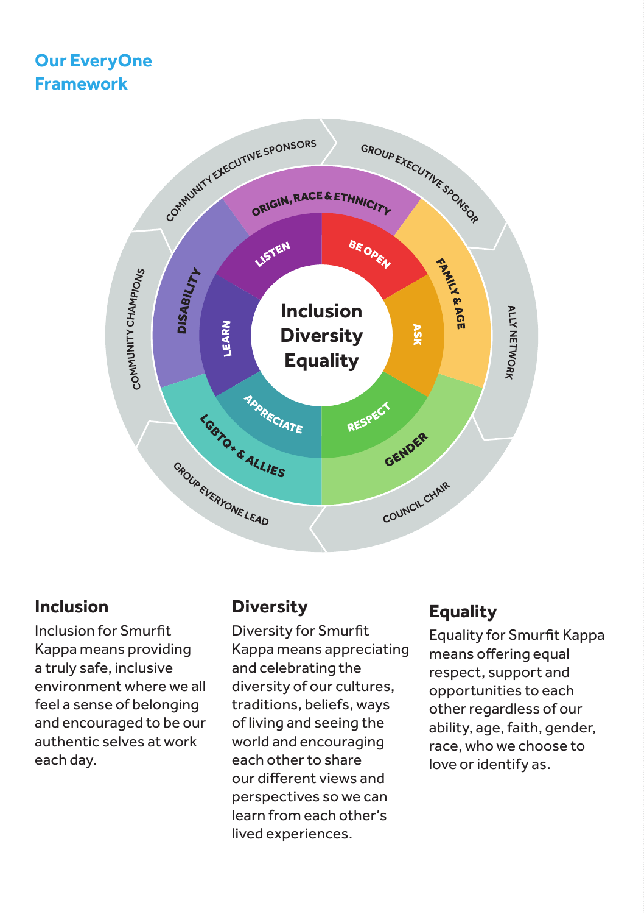## Our EveryOne Framework

Inclusion
Diversity
Equality

LISTEN · BE OPEN · ASK · RESPECT · APPRECIATE · LEARN

ORIGIN, RACE & ETHNICITY · FAMILY & AGE · GENDER · LGBTQ+ & ALLIES · DISABILITY

COMMUNITY EXECUTIVE SPONSORS · GROUP EXECUTIVE SPONSOR · ALLY NETWORK · COUNCIL CHAIR · GROUP EVERYONE LEAD · COMMUNITY CHAMPIONS

### Inclusion

Inclusion for Smurfit Kappa means providing a truly safe, inclusive environment where we all feel a sense of belonging and encouraged to be our authentic selves at work each day.

### Diversity

Diversity for Smurfit Kappa means appreciating and celebrating the diversity of our cultures, traditions, beliefs, ways of living and seeing the world and encouraging each other to share our different views and perspectives so we can learn from each other's lived experiences.

### Equality

Equality for Smurfit Kappa means offering equal respect, support and opportunities to each other regardless of our ability, age, faith, gender, race, who we choose to love or identify as.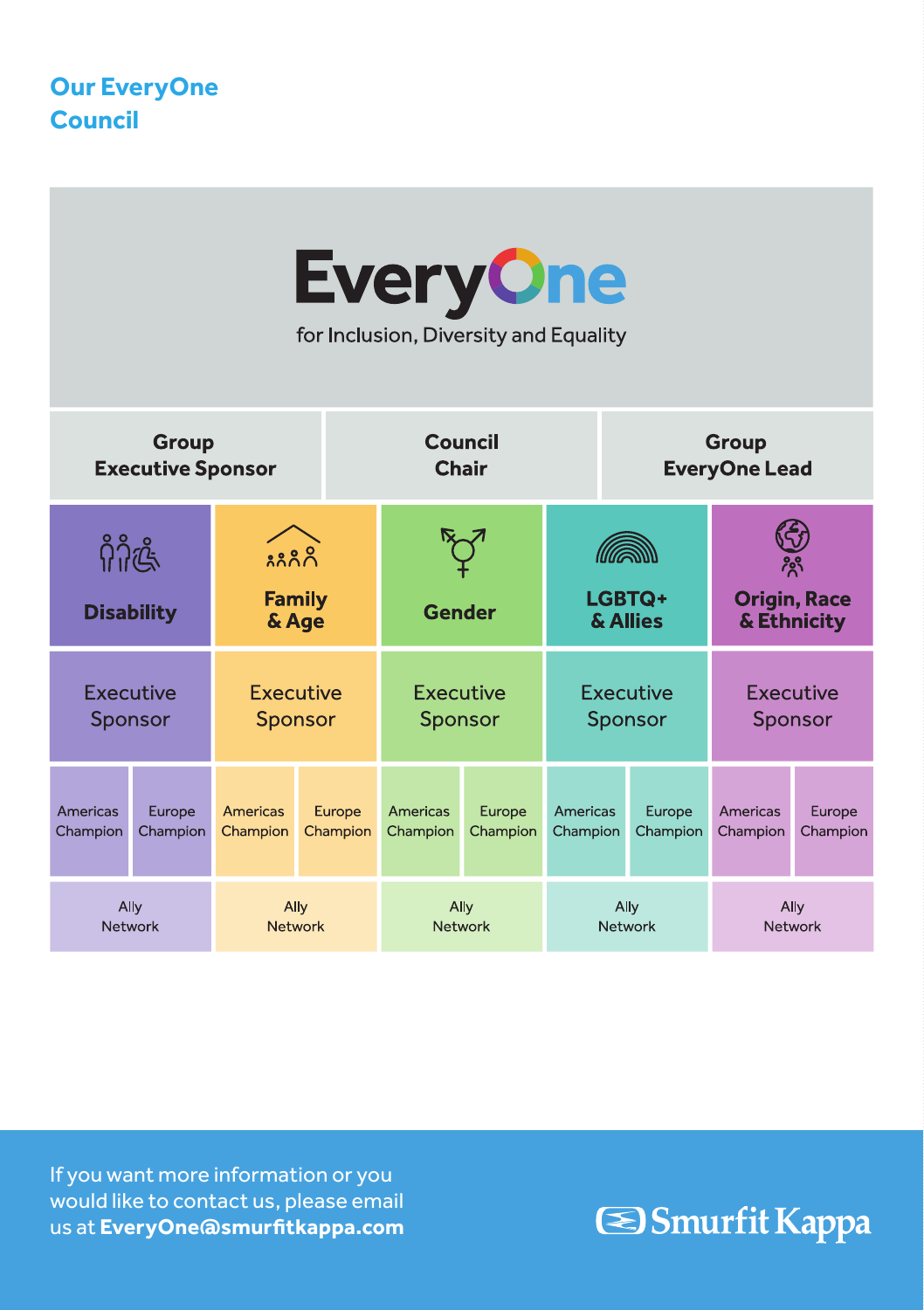# Our EveryOne Council

**EveryOne**

for Inclusion, Diversity and Equality

| Group Executive Sponsor | Council Chair | Group EveryOne Lead |
| --- | --- | --- |

| Disability | | Family & Age | | Gender | | LGBTQ+ & Allies | | Origin, Race & Ethnicity | |
| --- | --- | --- | --- | --- | --- | --- | --- | --- | --- |
| Executive Sponsor | | Executive Sponsor | | Executive Sponsor | | Executive Sponsor | | Executive Sponsor | |
| Americas Champion | Europe Champion | Americas Champion | Europe Champion | Americas Champion | Europe Champion | Americas Champion | Europe Champion | Americas Champion | Europe Champion |
| Ally Network | | Ally Network | | Ally Network | | Ally Network | | Ally Network | |

If you want more information or you would like to contact us, please email us at **EveryOne@smurfitkappa.com**

Smurfit Kappa